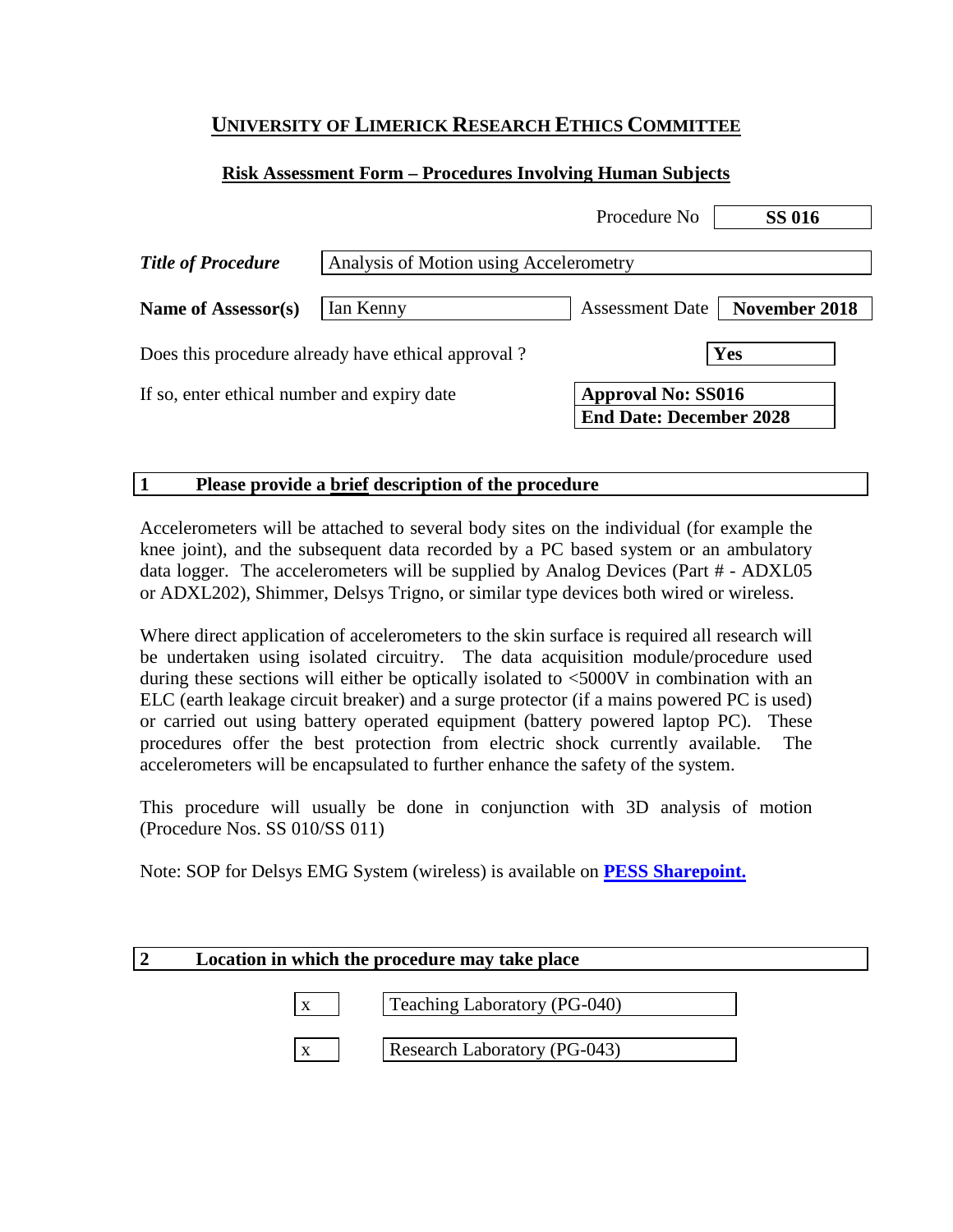# UNIVERSITY OF LIMERICK RESEARCH ETHICS COMMITTEE

## Risk Assessment Form – Procedures Involving Human Subjects

| | | | |
|---|---|---|---|
| | | Procedure No | **SS 016** |
| ***Title of Procedure*** | Analysis of Motion using Accelerometry | | |
| **Name of Assessor(s)** | Ian Kenny | Assessment Date | **November 2018** |

Does this procedure already have ethical approval ? **Yes**

If so, enter ethical number and expiry date

**Approval No: SS016**
**End Date: December 2028**

### 1 Please provide a brief description of the procedure

Accelerometers will be attached to several body sites on the individual (for example the knee joint), and the subsequent data recorded by a PC based system or an ambulatory data logger. The accelerometers will be supplied by Analog Devices (Part # - ADXL05 or ADXL202), Shimmer, Delsys Trigno, or similar type devices both wired or wireless.

Where direct application of accelerometers to the skin surface is required all research will be undertaken using isolated circuitry. The data acquisition module/procedure used during these sections will either be optically isolated to <5000V in combination with an ELC (earth leakage circuit breaker) and a surge protector (if a mains powered PC is used) or carried out using battery operated equipment (battery powered laptop PC). These procedures offer the best protection from electric shock currently available. The accelerometers will be encapsulated to further enhance the safety of the system.

This procedure will usually be done in conjunction with 3D analysis of motion (Procedure Nos. SS 010/SS 011)

Note: SOP for Delsys EMG System (wireless) is available on **PESS Sharepoint.**

### 2 Location in which the procedure may take place

| | |
|---|---|
| x | Teaching Laboratory (PG-040) |
| x | Research Laboratory (PG-043) |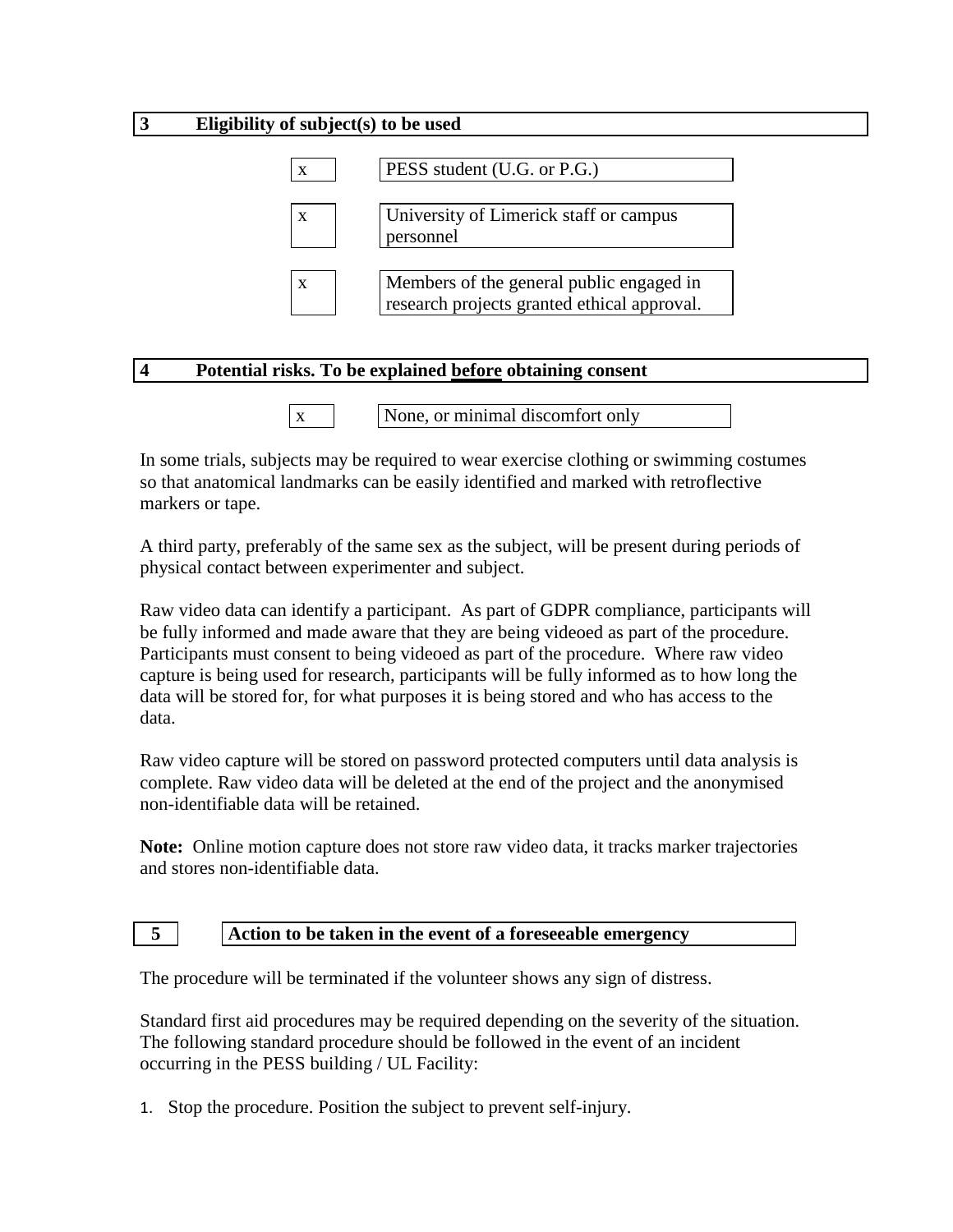## 3 Eligibility of subject(s) to be used

- [x] PESS student (U.G. or P.G.)
- [x] University of Limerick staff or campus personnel
- [x] Members of the general public engaged in research projects granted ethical approval.

## 4 Potential risks. To be explained <u>before</u> obtaining consent

- [x] None, or minimal discomfort only

In some trials, subjects may be required to wear exercise clothing or swimming costumes so that anatomical landmarks can be easily identified and marked with retroflective markers or tape.

A third party, preferably of the same sex as the subject, will be present during periods of physical contact between experimenter and subject.

Raw video data can identify a participant. As part of GDPR compliance, participants will be fully informed and made aware that they are being videoed as part of the procedure. Participants must consent to being videoed as part of the procedure. Where raw video capture is being used for research, participants will be fully informed as to how long the data will be stored for, for what purposes it is being stored and who has access to the data.

Raw video capture will be stored on password protected computers until data analysis is complete. Raw video data will be deleted at the end of the project and the anonymised non-identifiable data will be retained.

**Note:** Online motion capture does not store raw video data, it tracks marker trajectories and stores non-identifiable data.

## 5 Action to be taken in the event of a foreseeable emergency

The procedure will be terminated if the volunteer shows any sign of distress.

Standard first aid procedures may be required depending on the severity of the situation. The following standard procedure should be followed in the event of an incident occurring in the PESS building / UL Facility:

1. Stop the procedure. Position the subject to prevent self-injury.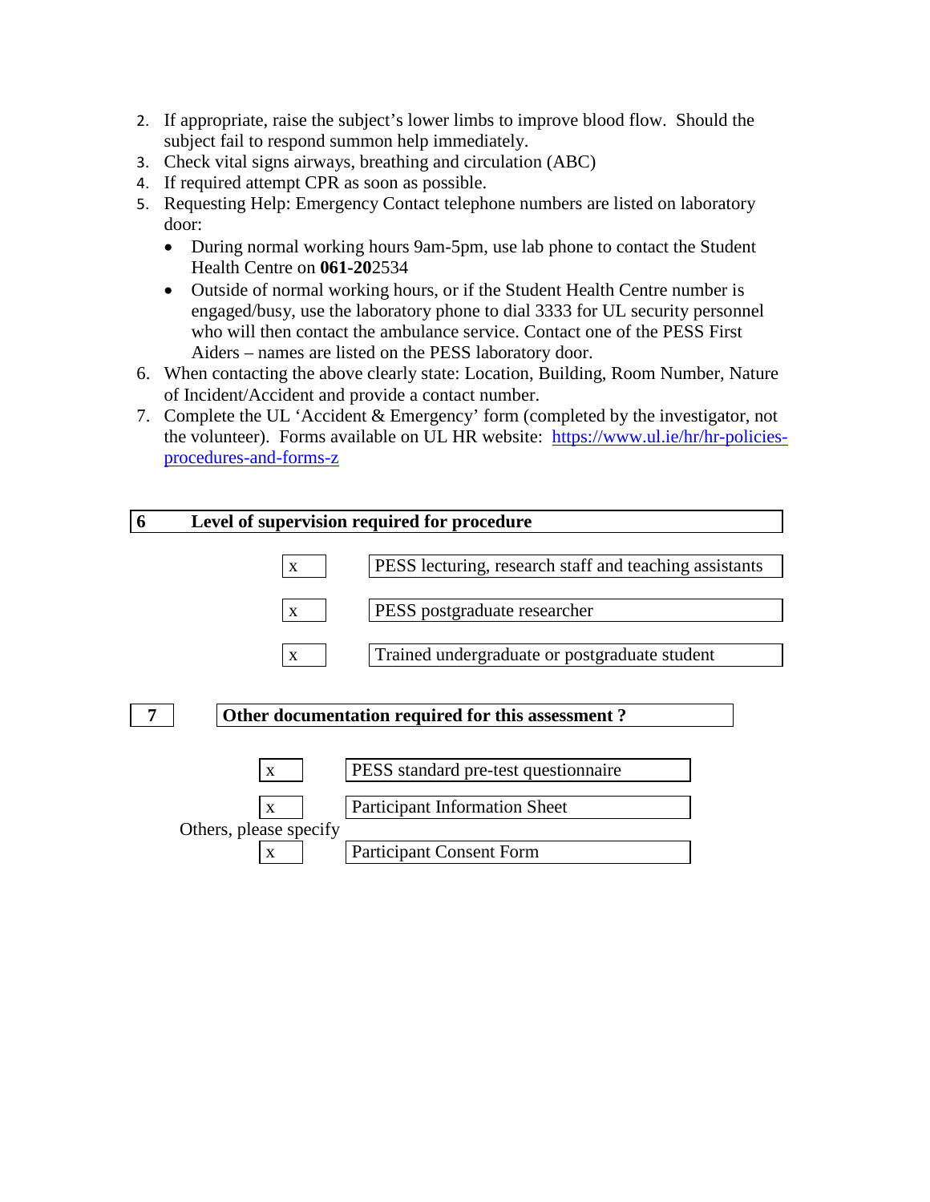2. If appropriate, raise the subject's lower limbs to improve blood flow. Should the subject fail to respond summon help immediately.
3. Check vital signs airways, breathing and circulation (ABC)
4. If required attempt CPR as soon as possible.
5. Requesting Help: Emergency Contact telephone numbers are listed on laboratory door:
   - During normal working hours 9am-5pm, use lab phone to contact the Student Health Centre on **061-20**2534
   - Outside of normal working hours, or if the Student Health Centre number is engaged/busy, use the laboratory phone to dial 3333 for UL security personnel who will then contact the ambulance service. Contact one of the PESS First Aiders – names are listed on the PESS laboratory door.
6. When contacting the above clearly state: Location, Building, Room Number, Nature of Incident/Accident and provide a contact number.
7. Complete the UL 'Accident & Emergency' form (completed by the investigator, not the volunteer). Forms available on UL HR website: [https://www.ul.ie/hr/hr-policies-procedures-and-forms-z](https://www.ul.ie/hr/hr-policies-procedures-and-forms-z)

## 6 Level of supervision required for procedure

| | |
|---|---|
| x | PESS lecturing, research staff and teaching assistants |
| x | PESS postgraduate researcher |
| x | Trained undergraduate or postgraduate student |

## 7 Other documentation required for this assessment ?

| | |
|---|---|
| x | PESS standard pre-test questionnaire |
| x | Participant Information Sheet |

Others, please specify

| | |
|---|---|
| x | Participant Consent Form |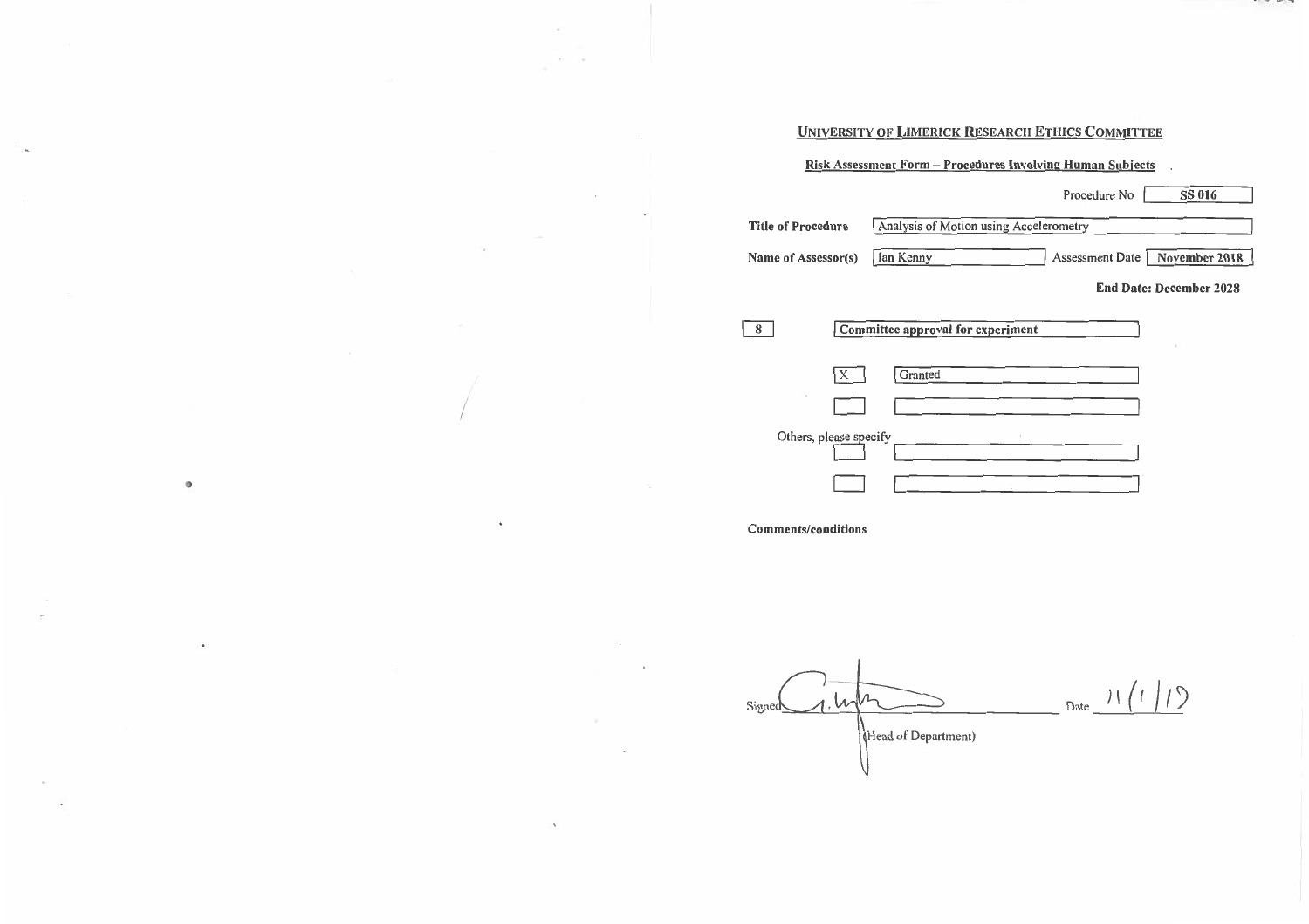## UNIVERSITY OF LIMERICK RESEARCH ETHICS COMMITTEE

**Risk Assessment Form – Procedures Involving Human Subjects**

Procedure No **SS 016**

**Title of Procedure** Analysis of Motion using Accelerometry

**Name of Assessor(s)** Ian Kenny Assessment Date **November 2018**

**End Date: December 2028**

**8** **Committee approval for experiment**

| | |
|---|---|
| X | Granted |
| | |
| Others, please specify | |
| | |

**Comments/conditions**

Signed _______________ Date 11/1/19

(Head of Department)